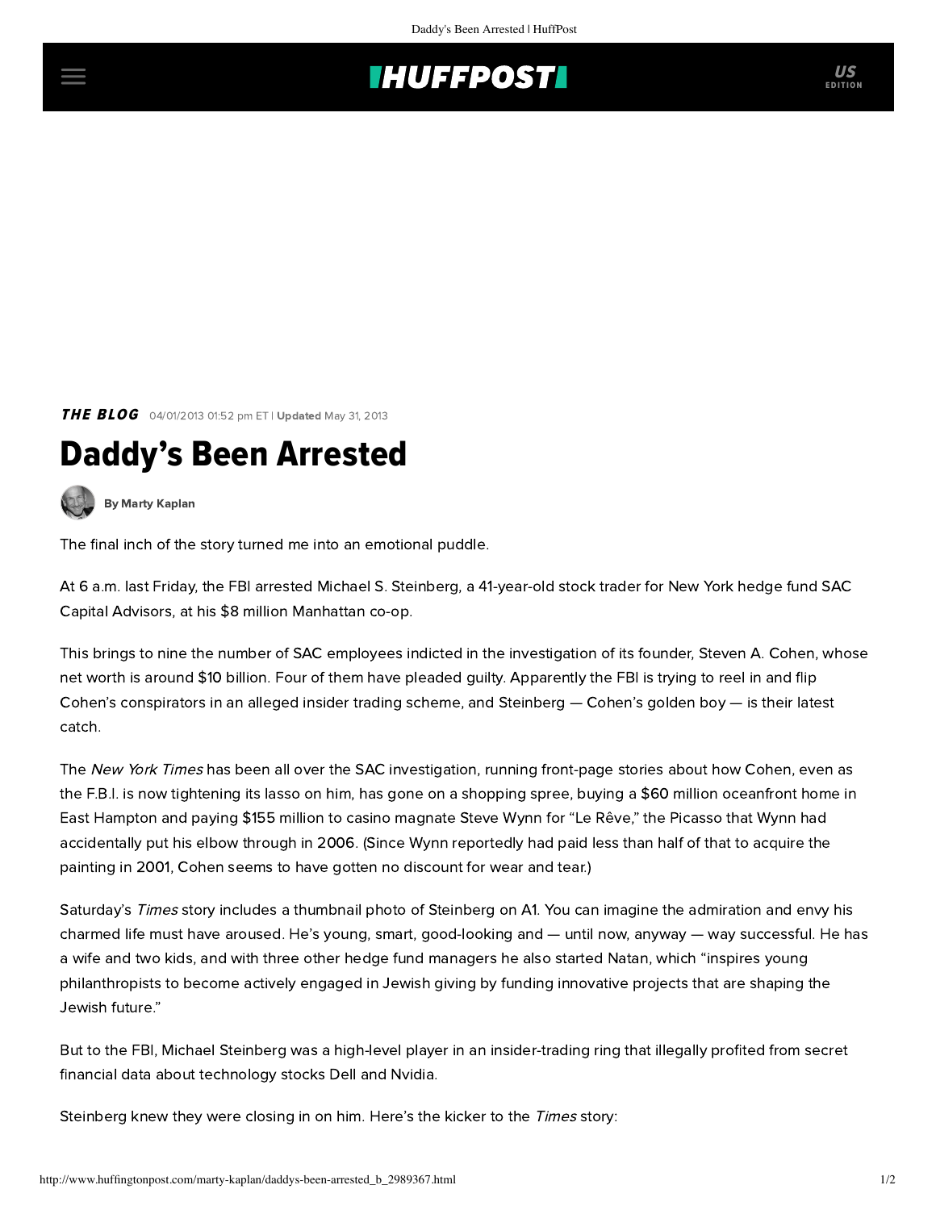THE BLOG 04/01/2013 01:52 pm ET | Updated May 31, 2013

# Daddy's Been Arrested

By Marty Kaplan

The final inch of the story turned me into an emotional puddle.

At 6 a.m. last Friday, the FBI arrested Michael S. Steinberg, a 41-year-old stock trader for New York hedge fund SAC Capital Advisors, at his $8 million Manhattan co-op.

This brings to nine the number of SAC employees indicted in the investigation of its founder, Steven A. Cohen, whose net worth is around $10 billion. Four of them have pleaded guilty. Apparently the FBI is trying to reel in and flip Cohen's conspirators in an alleged insider trading scheme, and Steinberg — Cohen's golden boy — is their latest catch.

The *New York Times* has been all over the SAC investigation, running front-page stories about how Cohen, even as the F.B.I. is now tightening its lasso on him, has gone on a shopping spree, buying a $60 million oceanfront home in East Hampton and paying $155 million to casino magnate Steve Wynn for "Le Rêve," the Picasso that Wynn had accidentally put his elbow through in 2006. (Since Wynn reportedly had paid less than half of that to acquire the painting in 2001, Cohen seems to have gotten no discount for wear and tear.)

Saturday's *Times* story includes a thumbnail photo of Steinberg on A1. You can imagine the admiration and envy his charmed life must have aroused. He's young, smart, good-looking and — until now, anyway — way successful. He has a wife and two kids, and with three other hedge fund managers he also started Natan, which "inspires young philanthropists to become actively engaged in Jewish giving by funding innovative projects that are shaping the Jewish future."

But to the FBI, Michael Steinberg was a high-level player in an insider-trading ring that illegally profited from secret financial data about technology stocks Dell and Nvidia.

Steinberg knew they were closing in on him. Here's the kicker to the *Times* story: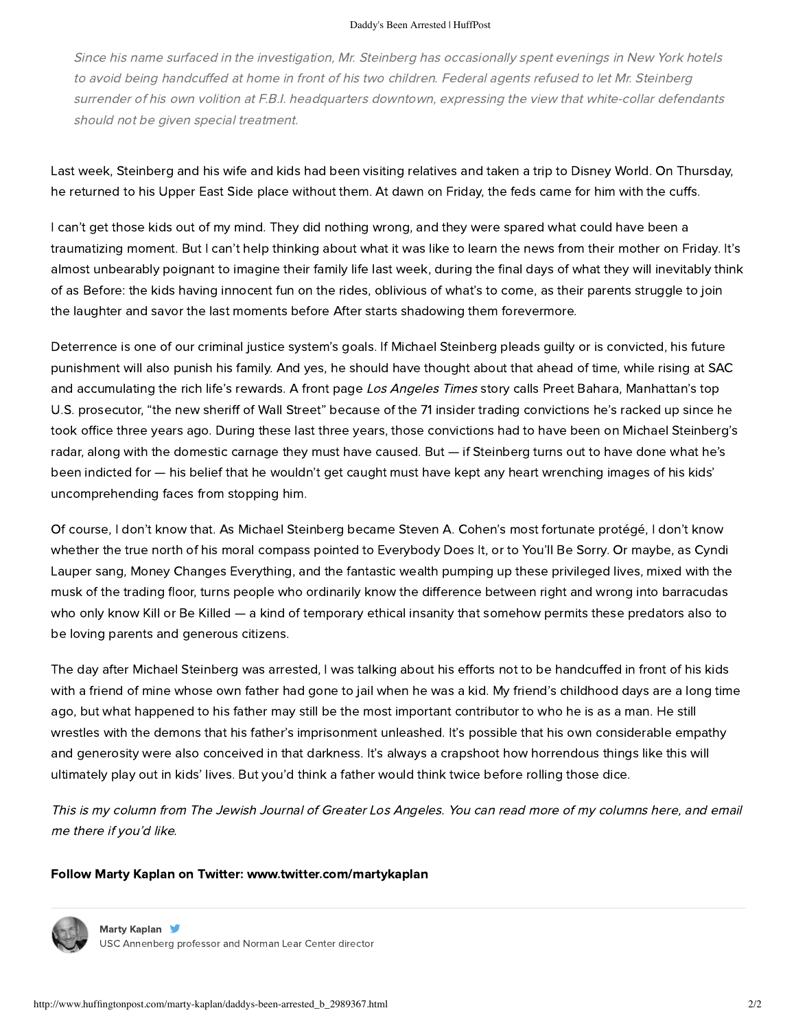> *Since his name surfaced in the investigation, Mr. Steinberg has occasionally spent evenings in New York hotels to avoid being handcuffed at home in front of his two children. Federal agents refused to let Mr. Steinberg surrender of his own volition at F.B.I. headquarters downtown, expressing the view that white-collar defendants should not be given special treatment.*

Last week, Steinberg and his wife and kids had been visiting relatives and taken a trip to Disney World. On Thursday, he returned to his Upper East Side place without them. At dawn on Friday, the feds came for him with the cuffs.

I can't get those kids out of my mind. They did nothing wrong, and they were spared what could have been a traumatizing moment. But I can't help thinking about what it was like to learn the news from their mother on Friday. It's almost unbearably poignant to imagine their family life last week, during the final days of what they will inevitably think of as Before: the kids having innocent fun on the rides, oblivious of what's to come, as their parents struggle to join the laughter and savor the last moments before After starts shadowing them forevermore.

Deterrence is one of our criminal justice system's goals. If Michael Steinberg pleads guilty or is convicted, his future punishment will also punish his family. And yes, he should have thought about that ahead of time, while rising at SAC and accumulating the rich life's rewards. A front page *Los Angeles Times* story calls Preet Bahara, Manhattan's top U.S. prosecutor, "the new sheriff of Wall Street" because of the 71 insider trading convictions he's racked up since he took office three years ago. During these last three years, those convictions had to have been on Michael Steinberg's radar, along with the domestic carnage they must have caused. But — if Steinberg turns out to have done what he's been indicted for — his belief that he wouldn't get caught must have kept any heart wrenching images of his kids' uncomprehending faces from stopping him.

Of course, I don't know that. As Michael Steinberg became Steven A. Cohen's most fortunate protégé, I don't know whether the true north of his moral compass pointed to Everybody Does It, or to You'll Be Sorry. Or maybe, as Cyndi Lauper sang, Money Changes Everything, and the fantastic wealth pumping up these privileged lives, mixed with the musk of the trading floor, turns people who ordinarily know the difference between right and wrong into barracudas who only know Kill or Be Killed — a kind of temporary ethical insanity that somehow permits these predators also to be loving parents and generous citizens.

The day after Michael Steinberg was arrested, I was talking about his efforts not to be handcuffed in front of his kids with a friend of mine whose own father had gone to jail when he was a kid. My friend's childhood days are a long time ago, but what happened to his father may still be the most important contributor to who he is as a man. He still wrestles with the demons that his father's imprisonment unleashed. It's possible that his own considerable empathy and generosity were also conceived in that darkness. It's always a crapshoot how horrendous things like this will ultimately play out in kids' lives. But you'd think a father would think twice before rolling those dice.

*This is my column from The Jewish Journal of Greater Los Angeles. You can read more of my columns here, and email me there if you'd like.*

**Follow Marty Kaplan on Twitter: www.twitter.com/martykaplan**

**Marty Kaplan**
USC Annenberg professor and Norman Lear Center director